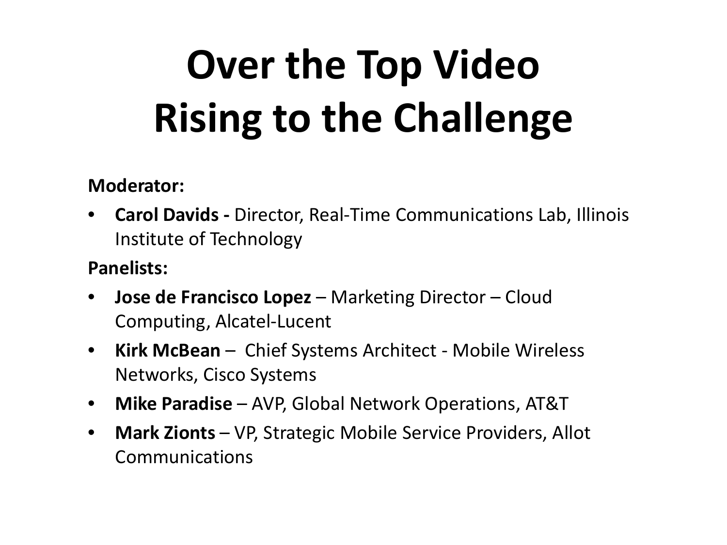# Over the Top Video Rising to the Challenge

**Moderator:**

- **Carol Davids -** Director, Real-Time Communications Lab, Illinois Institute of Technology

**Panelists:**

- **Jose de Francisco Lopez** – Marketing Director – Cloud Computing, Alcatel-Lucent
- **Kirk McBean** – Chief Systems Architect - Mobile Wireless Networks, Cisco Systems
- **Mike Paradise** – AVP, Global Network Operations, AT&T
- **Mark Zionts** – VP, Strategic Mobile Service Providers, Allot Communications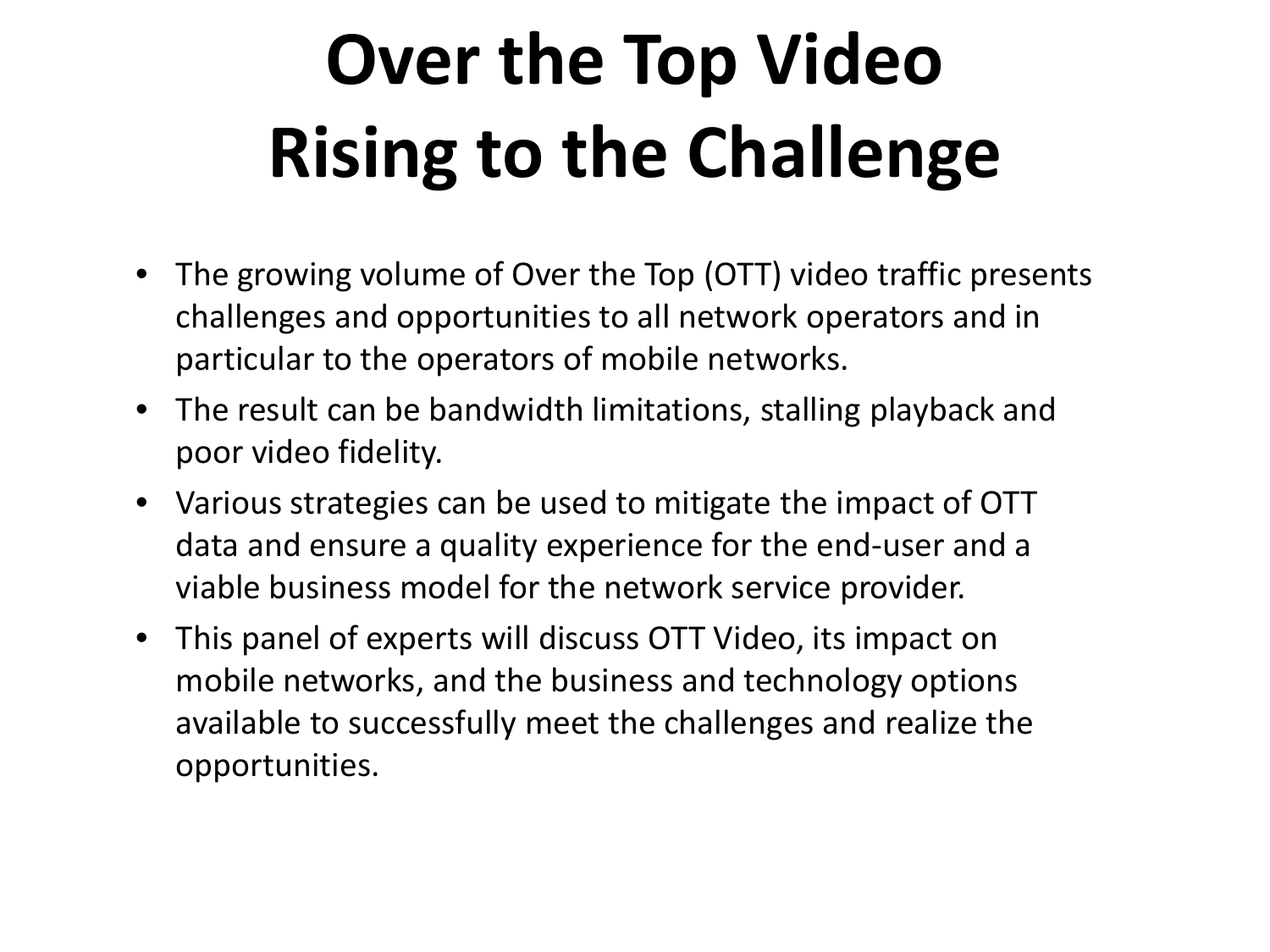# Over the Top Video
# Rising to the Challenge

- The growing volume of Over the Top (OTT) video traffic presents challenges and opportunities to all network operators and in particular to the operators of mobile networks.
- The result can be bandwidth limitations, stalling playback and poor video fidelity.
- Various strategies can be used to mitigate the impact of OTT data and ensure a quality experience for the end-user and a viable business model for the network service provider.
- This panel of experts will discuss OTT Video, its impact on mobile networks, and the business and technology options available to successfully meet the challenges and realize the opportunities.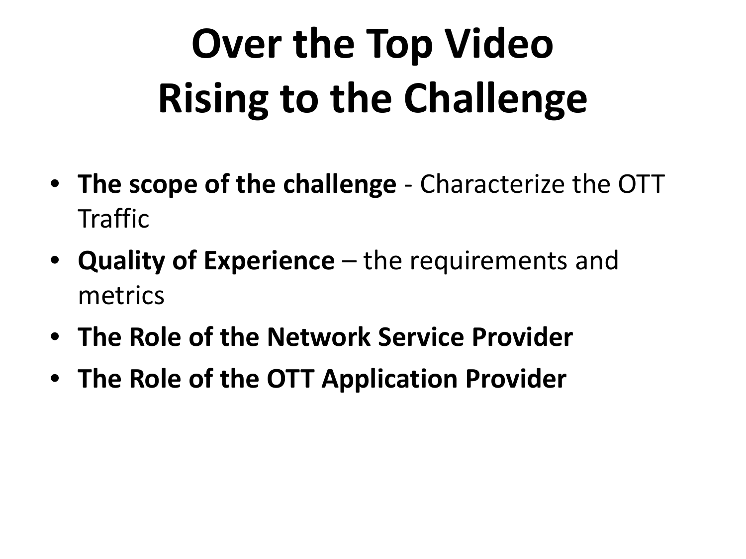# Over the Top Video
# Rising to the Challenge

- **The scope of the challenge** - Characterize the OTT Traffic
- **Quality of Experience** – the requirements and metrics
- **The Role of the Network Service Provider**
- **The Role of the OTT Application Provider**